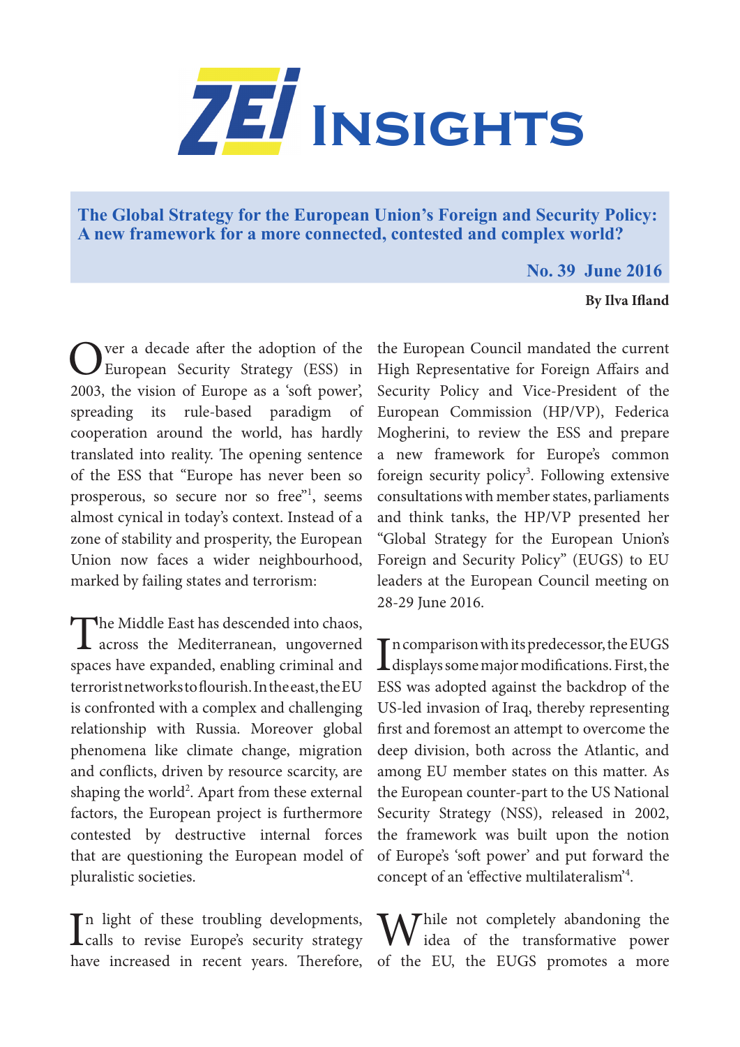# ZEI Insights

## The Global Strategy for the European Union's Foreign and Security Policy: A new framework for a more connected, contested and complex world?

**No. 39 June 2016**

**By Ilva Ifland**

Over a decade after the adoption of the European Security Strategy (ESS) in 2003, the vision of Europe as a 'soft power', spreading its rule-based paradigm of cooperation around the world, has hardly translated into reality. The opening sentence of the ESS that "Europe has never been so prosperous, so secure nor so free"[1], seems almost cynical in today's context. Instead of a zone of stability and prosperity, the European Union now faces a wider neighbourhood, marked by failing states and terrorism:

The Middle East has descended into chaos, across the Mediterranean, ungoverned spaces have expanded, enabling criminal and terrorist networks to flourish. In the east, the EU is confronted with a complex and challenging relationship with Russia. Moreover global phenomena like climate change, migration and conflicts, driven by resource scarcity, are shaping the world[2]. Apart from these external factors, the European project is furthermore contested by destructive internal forces that are questioning the European model of pluralistic societies.

In light of these troubling developments, calls to revise Europe's security strategy have increased in recent years. Therefore, the European Council mandated the current High Representative for Foreign Affairs and Security Policy and Vice-President of the European Commission (HP/VP), Federica Mogherini, to review the ESS and prepare a new framework for Europe's common foreign security policy[3]. Following extensive consultations with member states, parliaments and think tanks, the HP/VP presented her "Global Strategy for the European Union's Foreign and Security Policy" (EUGS) to EU leaders at the European Council meeting on 28-29 June 2016.

In comparison with its predecessor, the EUGS displays some major modifications. First, the ESS was adopted against the backdrop of the US-led invasion of Iraq, thereby representing first and foremost an attempt to overcome the deep division, both across the Atlantic, and among EU member states on this matter. As the European counter-part to the US National Security Strategy (NSS), released in 2002, the framework was built upon the notion of Europe's 'soft power' and put forward the concept of an 'effective multilateralism'[4].

While not completely abandoning the idea of the transformative power of the EU, the EUGS promotes a more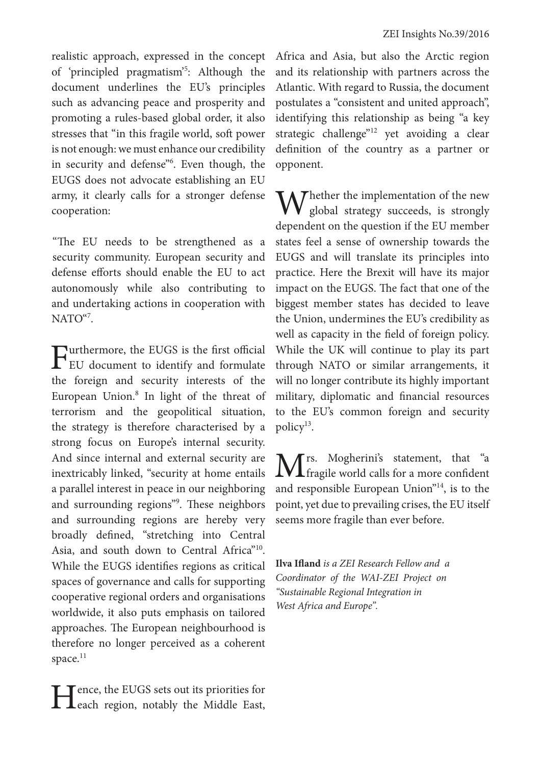realistic approach, expressed in the concept of 'principled pragmatism'[5]: Although the document underlines the EU's principles such as advancing peace and prosperity and promoting a rules-based global order, it also stresses that "in this fragile world, soft power is not enough: we must enhance our credibility in security and defense"[6]. Even though, the EUGS does not advocate establishing an EU army, it clearly calls for a stronger defense cooperation:

"The EU needs to be strengthened as a security community. European security and defense efforts should enable the EU to act autonomously while also contributing to and undertaking actions in cooperation with NATO"[7].

Furthermore, the EUGS is the first official EU document to identify and formulate the foreign and security interests of the European Union.[8] In light of the threat of terrorism and the geopolitical situation, the strategy is therefore characterised by a strong focus on Europe's internal security. And since internal and external security are inextricably linked, "security at home entails a parallel interest in peace in our neighboring and surrounding regions"[9]. These neighbors and surrounding regions are hereby very broadly defined, "stretching into Central Asia, and south down to Central Africa"[10]. While the EUGS identifies regions as critical spaces of governance and calls for supporting cooperative regional orders and organisations worldwide, it also puts emphasis on tailored approaches. The European neighbourhood is therefore no longer perceived as a coherent space.[11]

Hence, the EUGS sets out its priorities for each region, notably the Middle East, Africa and Asia, but also the Arctic region and its relationship with partners across the Atlantic. With regard to Russia, the document postulates a "consistent and united approach", identifying this relationship as being "a key strategic challenge"[12] yet avoiding a clear definition of the country as a partner or opponent.

Whether the implementation of the new global strategy succeeds, is strongly dependent on the question if the EU member states feel a sense of ownership towards the EUGS and will translate its principles into practice. Here the Brexit will have its major impact on the EUGS. The fact that one of the biggest member states has decided to leave the Union, undermines the EU's credibility as well as capacity in the field of foreign policy. While the UK will continue to play its part through NATO or similar arrangements, it will no longer contribute its highly important military, diplomatic and financial resources to the EU's common foreign and security policy[13].

Mrs. Mogherini's statement, that "a fragile world calls for a more confident and responsible European Union"[14], is to the point, yet due to prevailing crises, the EU itself seems more fragile than ever before.

**Ilva Ifland** *is a ZEI Research Fellow and a Coordinator of the WAI-ZEI Project on "Sustainable Regional Integration in West Africa and Europe".*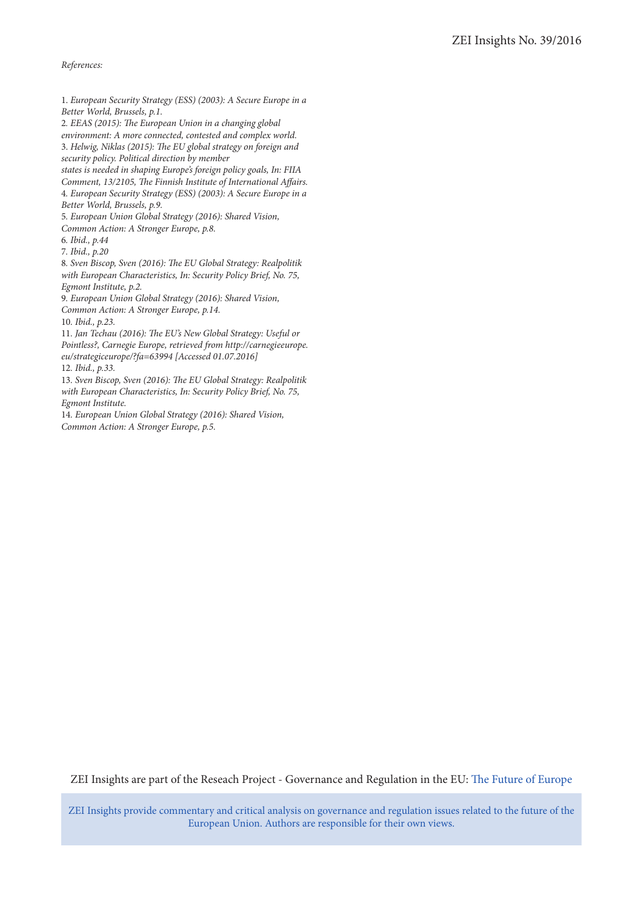*References:*

1. *European Security Strategy (ESS) (2003): A Secure Europe in a Better World, Brussels, p.1.*
2. *EEAS (2015): The European Union in a changing global environment: A more connected, contested and complex world.*
3. *Helwig, Niklas (2015): The EU global strategy on foreign and security policy. Political direction by member states is needed in shaping Europe's foreign policy goals, In: FIIA Comment, 13/2105, The Finnish Institute of International Affairs.*
4. *European Security Strategy (ESS) (2003): A Secure Europe in a Better World, Brussels, p.9.*
5. *European Union Global Strategy (2016): Shared Vision, Common Action: A Stronger Europe, p.8.*
6. *Ibid., p.44*
7. *Ibid., p.20*
8. *Sven Biscop, Sven (2016): The EU Global Strategy: Realpolitik with European Characteristics, In: Security Policy Brief, No. 75, Egmont Institute, p.2.*
9. *European Union Global Strategy (2016): Shared Vision, Common Action: A Stronger Europe, p.14.*
10. *Ibid., p.23.*
11. *Jan Techau (2016): The EU's New Global Strategy: Useful or Pointless?, Carnegie Europe, retrieved from http://carnegieeurope.eu/strategiceurope/?fa=63994 [Accessed 01.07.2016]*
12. *Ibid., p.33.*
13. *Sven Biscop, Sven (2016): The EU Global Strategy: Realpolitik with European Characteristics, In: Security Policy Brief, No. 75, Egmont Institute.*
14. *European Union Global Strategy (2016): Shared Vision, Common Action: A Stronger Europe, p.5.*

ZEI Insights are part of the Reseach Project - Governance and Regulation in the EU: The Future of Europe

ZEI Insights provide commentary and critical analysis on governance and regulation issues related to the future of the European Union. Authors are responsible for their own views.